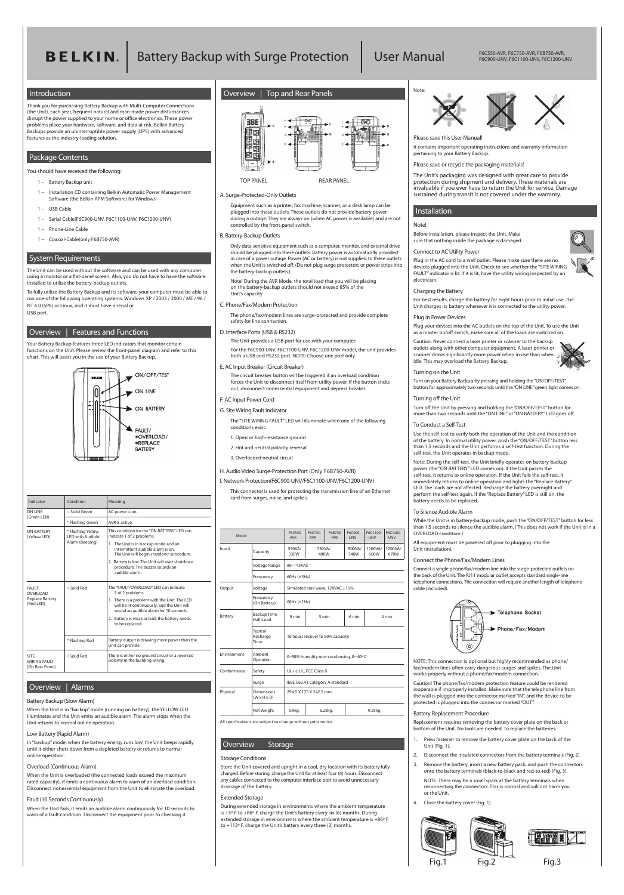# BELKIN. Battery Backup with Surge Protection | User Manual

F6C550-AVR, F6C750-AVR, F6B750-AVR, F6C900-UNV, F6C1100-UNV, F6C1200-UNV

## Introduction

Thank you for purchasing Battery Backup with Multi-Computer Connections (the Unit). Each year, frequent natural and man-made power disturbances disrupt the power supplied to your home or office electronics. These power problems place your hardware, software, and data at risk. Belkin Battery Backups provide an uninterruptible power supply (UPS) with advanced features as the industry-leading solution.

## Package Contents

You should have received the following:

- 1 – Battery Backup unit
- 1 – Installation CD containing Belkin Automatic Power Management Software (the Belkin APM Software) for Windows
- 1 – USB Cable
- 1 – Serial Cable(F6C900-UNV, F6C1100-UNV, F6C1200-UNV)
- 1 – Phone-Line Cable
- 1 – Coaxial-Cable(only F6B750-AVR)

## System Requirements

The Unit can be used without the software and can be used with any computer using a monitor or a flat-panel screen. Also, you do not have to have the software installed to utilize the battery-backup outlets.

To fully utilize the Battery Backup and its software, your computer must be able to run one of the following operating systems: Windows XP / 2003 / 2000 / ME / 98 / NT 4.0 (SP6) or Linux, and it must have a serial or USB port.

## Overview | Features and Functions

Your Battery Backup features three LED indicators that monitor certain functions on the Unit. Please review the front-panel diagram and refer to this chart. This will assist you in the use of your Battery Backup.

ON/OFF/TEST
ON LINE
ON BATTERY
FAULT/ •OVERLOAD/ •REPLACE BATTERY

| Indicator | Condition | Meaning |
|---|---|---|
| ON LINE (Green LED) | ○ Solid Green | AC power is on. |
| | * Flashing Green | AVR is active. |
| ON BATTERY (Yellow LED) | * Flashing Yellow LED with Audible Alarm (Beeping) | This condition for the "ON BATTERY" LED can indicate 1 of 2 problems: 1. The Unit is in backup mode and an intermittent audible alarm is on. The Unit will begin shutdown procedure. 2. Battery is low. The Unit will start shutdown procedure. The buzzer sounds an audible alarm. |
| FAULT OVERLOAD Replace Battery (Red LED) | ○Solid Red | The "FAULT/OVERLOAD" LED can indicate 1 of 2 problems. 1. There is a problem with the Unit. The LED will be lit continuously, and the Unit will sound an audible alarm for 10 seconds. 2. Battery is weak or bad, the battery needs to be replaced. |
| | * Flashing Red | Battery output is drawing more power than the Unit can provide. |
| SITE WIRING FAULT (On Rear Panel) | ○Solid Red | There is either no ground circuit or a reversed polarity in the building wiring. |

## Overview | Alarms

### Battery Backup (Slow Alarm)

When the Unit is in "backup" mode (running on battery), the YELLOW LED illuminates and the Unit emits an audible alarm. The alarm stops when the Unit returns to normal online operation.

### Low Battery (Rapid Alarm)

In "backup" mode, when the battery energy runs low, the Unit beeps rapidly until it either shuts down from a depleted battery or returns to normal online operation.

### Overload (Continuous Alarm)

When the Unit is overloaded (the connected loads exceed the maximum rated capacity), it emits a continuous alarm to warn of an overload condition. Disconnect nonessential equipment from the Unit to eliminate the overload.

### Fault (10 Seconds Continuously)

When the Unit fails, it emits an audible alarm continuously for 10 seconds to warn of a fault condition. Disconnect the equipment prior to checking it.

## Overview | Top and Rear Panels

TOP PANEL REAR PANEL

A. Surge-Protected-Only Outlets

Equipment such as a printer, fax machine, scanner, or a desk lamp can be plugged into these outlets. These outlets do not provide battery power during a outage. They are always on (when AC power is available) and are not controlled by the front-panel switch.

B. Battery-Backup Outlets

Only data-sensitive equipment such as a computer, monitor, and external drive should be plugged into these outlets. Battery power is automatically provided in case of a power outage. Power (AC or battery) is not supplied to these outlets when the Unit is switched off. (Do not plug surge protectors or power strips into the battery-backup outlets.)

Note! During the AVR Mode, the total load that you will be placing on the battery-backup outlets should not exceed 85% of the Unit's capacity.

C. Phone/Fax/Modem Protection

The phone/fax/modem lines are surge-protected and provide complete safety for line connection.

D. Interface Ports (USB & RS232)

The Unit provides a USB port for use with your computer.

For the F6C900-UNV, F6C1100-UNV, F6C1200-UNV model, the unit provides both a USB and RS232 port. NOTE: Choose one port only.

E. AC Input Breaker (Circuit Breaker)

The circuit breaker button will be triggered if an overload condition forces the Unit to disconnect itself from utility power. If the button sticks out, disconnect nonessential equipment and depress breaker.

F. AC Input Power Cord

G. Site Wiring Fault Indicator

The "SITE WIRING FAULT" LED will illuminate when one of the following conditions exist:

1. Open or high-resistance ground
2. Hot and neutral polarity reversal
3. Overloaded neutral circuit

H. Audio Video Surge-Protection Port (Only F6B750-AVR)

I. Network Protection(F6C900-UNV/F6C1100-UNV/F6C1200-UNV)

This connector is used for protecting the transmission line of an Ethernet card from surges, noise, and spikes.

| Model | | F6C550 -AVR | F6C750 -AVR | F6B750 -AVR | F6C900 -UNV | F6C1100 -UNV | F6C1200 -UNV |
|---|---|---|---|---|---|---|---|
| Input | Capacity | 550VA/ 330W | 750VA/ 400W | | 900VA/ 540W | 1100VA/ 660W | 1200VA/ 670W |
| | Voltage Range | 89~145VAC | | | | | |
| | Frequency | 60Hz (±5Hz) | | | | | |
| Output | Voltage | Simulated sine wave, 120VAC ±15% | | | | | |
| | Frequency (On Battery) | 60Hz (±1Hz) | | | | | |
| Battery | Backup Time Half-Load | 8 min. | 5 min. | | 6 min. | 4 min. | |
| | Typical Recharge Time | 16 hours recover to 90% capacity | | | | | |
| Environment | Ambient Operation | 0~90% humidity non-condensing, 0~40° C | | | | | |
| Conformance | Safety | UL / c-UL, FCC Class B | | | | | |
| | Surge | IEEE C62.41 Category A standard | | | | | |
| Physical | Dimensions (W x H x D) | 294.5 X 125 X 242.5 mm. | | | | | |
| | Net Weight | 5.9kg. | 6.25kg. | | 9.25kg | | |

All specifications are subject to change without prior notice.

## Overview Storage

### Storage Conditions

Store the Unit covered and upright in a cool, dry location with its battery fully charged. Before storing, charge the Unit for at least four (4) hours. Disconnect any cables connected to the computer interface port to avoid unnecessary drainage of the battery.

### Extended Storage

During extended storage in environments where the ambient temperature is +5° F to +86° F, charge the Unit's battery every six (6) months. During extended storage in environments where the ambient temperature is +86° F to +113° F, charge the Unit's battery every three (3) months.

Note:

Please save this User Manual!

It contains important operating instructions and warranty information pertaining to your Battery Backup.

Please save or recycle the packaging materials!

The Unit's packaging was designed with great care to provide protection during shipment and delivery. These materials are invaluable if you ever have to return the Unit for service. Damage sustained during transit is not covered under the warranty.

## Installation

### Note!

Before installation, please inspect the Unit. Make sure that nothing inside the package is damaged.

### Connect to AC Utility Power

Plug in the AC cord to a wall outlet. Please make sure there are no devices plugged into the Unit. Check to see whether the "SITE WIRING FAULT" indicator is lit. If it is lit, have the utility wiring inspected by an electrician.

### Charging the Battery

For best results, charge the battery for eight hours prior to initial use. The Unit charges its battery whenever it is connected to the utility power.

### Plug in Power Devices

Plug your devices into the AC outlets on the top of the Unit. To use the Unit as a master on/off switch, make sure all of the loads are switched on.

Caution: Never connect a laser printer or scanner to the backup outlets along with other computer equipment. A laser printer or scanner draws significantly more power when in use than when idle. This may overload the Battery Backup.

### Turning on the Unit

Turn on your Battery Backup by pressing and holding the "ON/OFF/TEST" button for approximately two seconds until the "ON LINE" green light comes on.

### Turning off the Unit

Turn off the Unit by pressing and holding the "ON/OFF/TEST" button for more than two seconds until the "ON LINE" or "ON BATTERY" LED goes off.

### To Conduct a Self-Test

Use the self-test to verify both the operation of the Unit and the condition of the battery. In normal utility power, push the "ON/OFF/TEST" button less than 1.5 seconds and the Unit performs a self-test function. During the self-test, the Unit operates in backup mode.

Note: During the self-test, the Unit briefly operates on battery-backup power (the "ON BATTERY" LED comes on). If the Unit passes the self-test, it returns to online operation. If the Unit fails the self-test, it immediately returns to online operation and lights the "Replace Battery" LED. The loads are not affected. Recharge the battery overnight and perform the self-test again. If the "Replace Battery" LED is still on, the battery needs to be replaced.

### To Silence Audible Alarm

While the Unit is in battery-backup mode, push the "ON/OFF/TEST" button for less than 1.5 seconds to silence the audible alarm. (This does not work if the Unit is in a OVERLOAD condition.)

All equipment must be powered off prior to plugging into the Unit (installation).

### Connect the Phone/Fax/Modem Lines

Connect a single phone/fax/modem line into the surge-protected outlets on the back of the Unit. The RJ11 modular outlet accepts standard single-line telephone connections. The connection will require another length of telephone cable (included).

Telephone Socket
Phone/Fax/Modem

NOTE: This connection is optional but highly recommended as phone/fax/modem lines often carry dangerous surges and spikes. The Unit works properly without a phone/fax/modem connection.

Caution! The phone/fax/modem protection feature could be rendered inoperable if improperly installed. Make sure that the telephone line from the wall is plugged into the connector marked "IN", and the device to be protected is plugged into the connector marked "OUT".

### Battery Replacement Procedure

Replacement requires removing the battery cover plate on the back or bottom of the Unit. No tools are needed. To replace the batteries:

1. Press fastener to remove the battery cover plate on the back of the Unit (Fig. 1).
2. Disconnect the insulated connectors from the battery terminals (Fig. 2).
3. Remove the battery, insert a new battery pack, and push the connectors onto the battery terminals (black-to-black and red-to-red) (Fig. 3).

   NOTE: There may be a small spark at the battery terminals when reconnecting the connectors. This is normal and will not harm you or the Unit.
4. Close the battery cover (Fig. 1).

Fig.1 Fig.2 Fig.3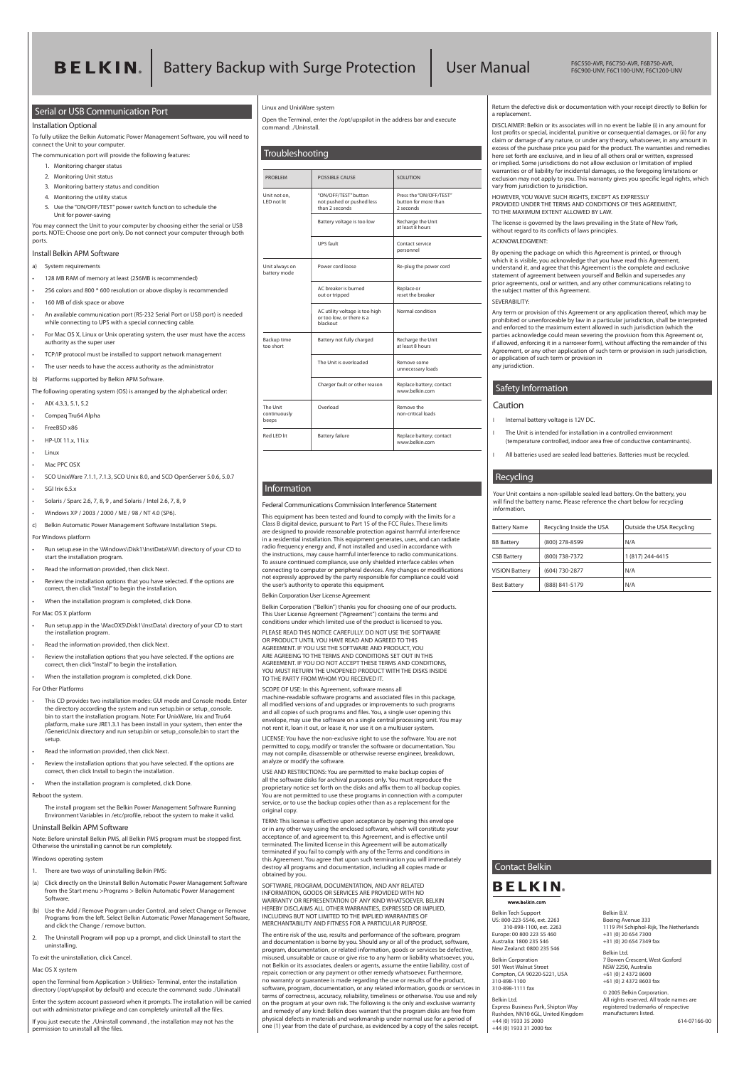# BELKIN | Battery Backup with Surge Protection | User Manual

F6C550-AVR, F6C750-AVR, F6B750-AVR, F6C900-UNV, F6C1100-UNV, F6C1200-UNV

## Serial or USB Communication Port

### Installation Optional

To fully utilize the Belkin Automatic Power Management Software, you will need to connect the Unit to your computer.

The communication port will provide the following features:

1. Monitoring charger status
2. Monitoring Unit status
3. Monitoring battery status and condition
4. Monitoring the utility status
5. Use the "ON/OFF/TEST" power switch function to schedule the Unit for power-saving

You may connect the Unit to your computer by choosing either the serial or USB ports. NOTE: Choose one port only. Do not connect your computer through both ports.

### Install Belkin APM Software

a) System requirements

- 128 MB RAM of memory at least (256MB is recommended)
- 256 colors and 800 * 600 resolution or above display is recommended
- 160 MB of disk space or above
- An available communication port (RS-232 Serial Port or USB port) is needed while connecting to UPS with a special connecting cable.
- For Mac OS X, Linux or Unix operating system, the user must have the access authority as the super user
- TCP/IP protocol must be installed to support network management
- The user needs to have the access authority as the administrator

b) Platforms supported by Belkin APM Software.

The following operating system (OS) is arranged by the alphabetical order:

- AIX 4.3.3, 5.1, 5.2
- Compaq Tru64 Alpha
- FreeBSD x86
- HP-UX 11.x, 11i.x
- Linux
- Mac PPC OSX
- SCO UnixWare 7.1.1, 7.1.3, SCO Unix 8.0, and SCO OpenServer 5.0.6, 5.0.7
- SGI Irix 6.5.x
- Solaris / Sparc 2.6, 7, 8, 9 , and Solaris / Intel 2.6, 7, 8, 9
- Windows XP / 2003 / 2000 / ME / 98 / NT 4.0 (SP6).

c) Belkin Automatic Power Management Software Installation Steps.

For Windows platform

- Run setup.exe in the \Windows\Disk1\InstData\VM\ directory of your CD to start the installation program.
- Read the information provided, then click Next.
- Review the installation options that you have selected. If the options are correct, then click "Install" to begin the installation.
- When the installation program is completed, click Done.

For Mac OS X platform

- Run setup.app in the \MacOSX\Disk1\InstData\ directory of your CD to start the installation program.
- Read the information provided, then click Next.
- Review the installation options that you have selected. If the options are correct, then click "Install" to begin the installation.
- When the installation program is completed, click Done.

For Other Platforms

- This CD provides two installation modes: GUI mode and Console mode. Enter the directory according the system and run setup.bin or setup_console.bin to start the installation program. Note: For UnixWare, Irix and Tru64 platform, make sure JRE1.3.1 has been install in your system, then enter the /GenericUnix directory and run setup.bin or setup_console.bin to start the setup.
- Read the information provided, then click Next.
- Review the installation options that you have selected. If the options are correct, then click Install to begin the installation.
- When the installation program is completed, click Done.

Reboot the system.

The install program set the Belkin Power Management Software Running Environment Variables in /etc/profile, reboot the system to make it valid.

### Uninstall Belkin APM Software

Note: Before uninstall Belkin PMS, all Belkin PMS program must be stopped first. Otherwise the uninstalling cannot be run completely.

Windows operating system

1. There are two ways of uninstalling Belkin PMS:

(a) Click directly on the Uninstall Belkin Automatic Power Management Software from the Start menu >Programs > Belkin Automatic Power Management Software.

(b) Use the Add / Remove Program under Control, and select Change or Remove Programs from the left. Select Belkin Automatic Power Management Software, and click the Change / remove button.

2. The Uninstall Program will pop up a prompt, and click Uninstall to start the uninstalling.

To exit the uninstallation, click Cancel.

Mac OS X system

open the Terminal from Application > Utilities> Terminal, enter the installation directory (/opt/upspilot by default) and execute the command: sudo ./Uninatall

Enter the system account password when it prompts. The installation will be carried out with administrator privilege and can completely uninstall all the files.

If you just execute the ./Uninstall command , the installation may not has the permission to uninstall all the files.

Linux and UnixWare system

Open the Terminal, enter the /opt/upspilot in the address bar and execute command: ./Uninstall.

## Troubleshooting

| PROBLEM | POSSIBLE CAUSE | SOLUTION |
|---|---|---|
| Unit not on, LED not lit | "ON/OFF/TEST" button not pushed or pushed less than 2 seconds | Press the "ON/OFF/TEST" button for more than 2 seconds |
| | Battery voltage is too low | Recharge the Unit at least 8 hours |
| | UPS fault | Contact service personnel |
| Unit always on battery mode | Power cord loose | Re-plug the power cord |
| | AC breaker is burned out or tripped | Replace or reset the breaker |
| | AC utility voltage is too high or too low, or there is a blackout | Normal condition |
| Backup time too short | Battery not fully charged | Recharge the Unit at least 8 hours |
| | The Unit is overloaded | Remove some unnecessary loads |
| | Charger fault or other reason | Replace battery; contact www.belkin.com |
| The Unit continuously beeps | Overload | Remove the non-critical loads |
| Red LED lit | Battery failure | Replace battery; contact www.belkin.com |

## Information

Federal Communications Commission Interference Statement

This equipment has been tested and found to comply with the limits for a Class B digital device, pursuant to Part 15 of the FCC Rules. These limits are designed to provide reasonable protection against harmful interference in a residential installation. This equipment generates, uses, and can radiate radio frequency energy and, if not installed and used in accordance with the instructions, may cause harmful interference to radio communications. To assure continued compliance, use only shielded interface cables when connecting to computer or peripheral devices. Any changes or modifications not expressly approved by the party responsible for compliance could void the user's authority to operate this equipment.

Belkin Corporation User License Agreement

Belkin Corporation ("Belkin") thanks you for choosing one of our products. This User License Agreement ("Agreement") contains the terms and conditions under which limited use of the product is licensed to you.

PLEASE READ THIS NOTICE CAREFULLY. DO NOT USE THE SOFTWARE OR PRODUCT UNTIL YOU HAVE READ AND AGREED TO THIS AGREEMENT. IF YOU USE THE SOFTWARE AND PRODUCT, YOU ARE AGREEING TO THE TERMS AND CONDITIONS SET OUT IN THIS AGREEMENT. IF YOU DO NOT ACCEPT THESE TERMS AND CONDITIONS, YOU MUST RETURN THE UNOPENED PRODUCT WITH THE DISKS INSIDE TO THE PARTY FROM WHOM YOU RECEIVED IT.

SCOPE OF USE: In this Agreement, software means all machine-readable software programs and associated files in this package, all modified versions of and upgrades or improvements to such programs and all copies of such programs and files. You, a single user opening this envelope, may use the software on a single central processing unit. You may not rent it, loan it out, or lease it, nor use it on a multiuser system.

LICENSE: You have the non-exclusive right to use the software. You are not permitted to copy, modify or transfer the software or documentation. You may not compile, disassemble or otherwise reverse engineer, breakdown, analyze or modify the software.

USE AND RESTRICTIONS: You are permitted to make backup copies of all the software disks for archival purposes only. You must reproduce the proprietary notice set forth on the disks and affix them to all backup copies. You are not permitted to use these programs in connection with a computer service, or to use the backup copies other than as a replacement for the original copy.

TERM: This license is effective upon acceptance by opening this envelope or in any other way using the enclosed software, which will constitute your acceptance of, and agreement to, this Agreement, and is effective until terminated. The limited license in this Agreement will be automatically terminated if you fail to comply with any of the Terms and conditions in this Agreement. You agree that upon such termination you will immediately destroy all programs and documentation, including all copies made or obtained by you.

SOFTWARE, PROGRAM, DOCUMENTATION, AND ANY RELATED INFORMATION, GOODS OR SERVICES ARE PROVIDED WITH NO WARRANTY OR REPRESENTATION OF ANY KIND WHATSOEVER. BELKIN HEREBY DISCLAIMS ALL OTHER WARRANTIES, EXPRESSED OR IMPLIED, INCLUDING BUT NOT LIMITED TO THE IMPLIED WARRANTIES OF MERCHANTABILITY AND FITNESS FOR A PARTICULAR PURPOSE.

The entire risk of the use, results and performance of the software, program and documentation is borne by you. Should any or all of the product, software, program, documentation, or related information, goods or services be defective, misused, unsuitable or cause or give rise to any harm or liability whatsoever, you, not Belkin or its associates, dealers or agents, assume the entire liability, cost of repair, correction or any payment or other remedy whatsoever. Furthermore, no warranty or guarantee is made regarding the use or results of the product, software, program, documentation, or any related information, goods or services in terms of correctness, accuracy, reliability, timeliness or otherwise. You use and rely on the program at your own risk. The following is the only and exclusive warranty and remedy of any kind: Belkin does warrant that the program disks are free from physical defects in materials and workmanship under normal use for a period of one (1) year from the date of purchase, as evidenced by a copy of the sales receipt. Return the defective disk or documentation with your receipt directly to Belkin for a replacement.

DISCLAIMER: Belkin or its associates will in no event be liable (i) in any amount for lost profits or special, incidental, punitive or consequential damages, or (ii) for any claim or damage of any nature, or under any theory, whatsoever, in any amount in excess of the purchase price you paid for the product. The warranties and remedies here set forth are exclusive, and in lieu of all others oral or written, expressed or implied. Some jurisdictions do not allow exclusion or limitation of implied warranties or of liability for incidental damages, so the foregoing limitations or exclusion may not apply to you. This warranty gives you specific legal rights, which vary from jurisdiction to jurisdiction.

HOWEVER, YOU WAIVE SUCH RIGHTS, EXCEPT AS EXPRESSLY PROVIDED UNDER THE TERMS AND CONDITIONS OF THIS AGREEMENT, TO THE MAXIMUM EXTENT ALLOWED BY LAW.

The license is governed by the laws prevailing in the State of New York, without regard to its conflicts of laws principles.

ACKNOWLEDGMENT:

By opening the package on which this Agreement is printed, or through which it is visible, you acknowledge that you have read this Agreement, understand it, and agree that this Agreement is the complete and exclusive statement of agreement between yourself and Belkin and supersedes any prior agreements, oral or written, and any other communications relating to the subject matter of this Agreement.

SEVERABILITY:

Any term or provision of this Agreement or any application thereof, which may be prohibited or unenforceable by law in a particular jurisdiction, shall be interpreted and enforced to the maximum extent allowed in such jurisdiction (which the parties acknowledge could mean severing the provision from this Agreement or, if allowed, enforcing it in a narrower form), without affecting the remainder of this Agreement, or any other application of such term or provision in such jurisdiction, or application of such term or provision in any jurisdiction.

## Safety Information

### Caution

- Internal battery voltage is 12V DC.
- The Unit is intended for installation in a controlled environment (temperature controlled, indoor area free of conductive contaminants).
- All batteries used are sealed lead batteries. Batteries must be recycled.

## Recycling

Your Unit contains a non-spillable sealed lead battery. On the battery, you will find the battery name. Please reference the chart below for recycling information.

| Battery Name | Recycling Inside the USA | Outside the USA Recycling |
|---|---|---|
| BB Battery | (800) 278-8599 | N/A |
| CSB Battery | (800) 738-7372 | 1 (817) 244-4415 |
| VISION Battery | (604) 730-2877 | N/A |
| Best Battery | (888) 841-5179 | N/A |

## Contact Belkin

BELKIN.
www.belkin.com

Belkin Tech Support
US: 800-223-5546, ext. 2263
310-898-1100, ext. 2263
Europe: 00 800 223 55 460
Australia: 1800 235 546
New Zealand: 0800 235 546

Belkin Corporation
501 West Walnut Street
Compton, CA 90220-5221, USA
310-898-1100
310-898-1111 fax

Belkin Ltd.
Express Business Park, Shipton Way
Rushden, NN10 6GL, United Kingdom
+44 (0) 1933 35 2000
+44 (0) 1933 31 2000 fax

Belkin B.V.
Boeing Avenue 333
1119 PH Schiphol-Rijk, The Netherlands
+31 (0) 20 654 7300
+31 (0) 20 654 7349 fax

Belkin Ltd.
7 Bowen Crescent, West Gosford
NSW 2250, Australia
+61 (0) 2 4372 8600
+61 (0) 2 4372 8603 fax

© 2005 Belkin Corporation.
All rights reserved. All trade names are registered trademarks of respective manufacturers listed.

614-07166-00